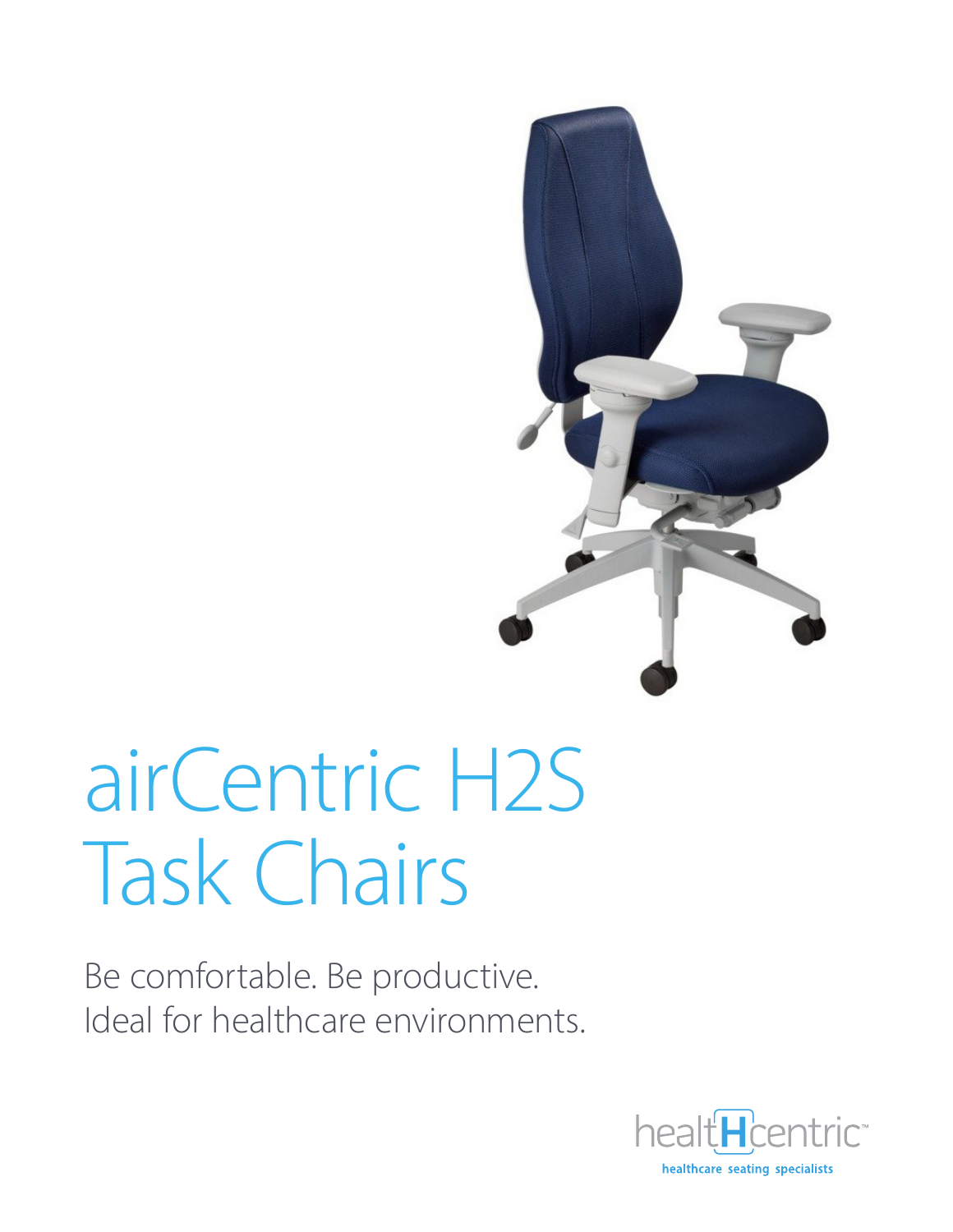# airCentric H2S Task Chairs

Be comfortable. Be productive.
Ideal for healthcare environments.

healtHcentric™
healthcare seating specialists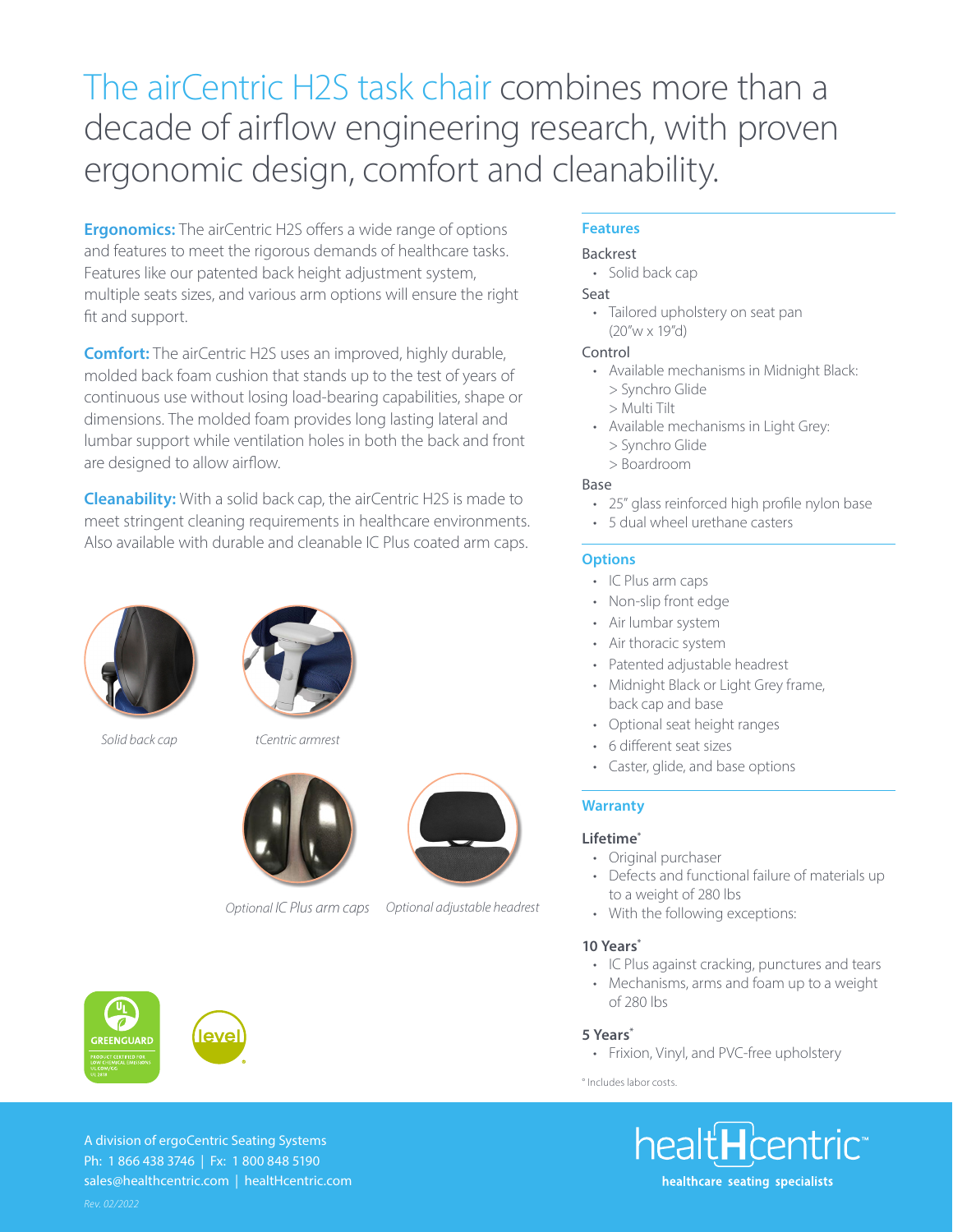# The airCentric H2S task chair combines more than a decade of airflow engineering research, with proven ergonomic design, comfort and cleanability.

**Ergonomics:** The airCentric H2S offers a wide range of options and features to meet the rigorous demands of healthcare tasks. Features like our patented back height adjustment system, multiple seats sizes, and various arm options will ensure the right fit and support.

**Comfort:** The airCentric H2S uses an improved, highly durable, molded back foam cushion that stands up to the test of years of continuous use without losing load-bearing capabilities, shape or dimensions. The molded foam provides long lasting lateral and lumbar support while ventilation holes in both the back and front are designed to allow airflow.

**Cleanability:** With a solid back cap, the airCentric H2S is made to meet stringent cleaning requirements in healthcare environments. Also available with durable and cleanable IC Plus coated arm caps.

*Solid back cap*

*tCentric armrest*

*Optional IC Plus arm caps*

*Optional adjustable headrest*

## Features

Backrest
- Solid back cap

Seat
- Tailored upholstery on seat pan (20"w x 19"d)

Control
- Available mechanisms in Midnight Black:
  > Synchro Glide
  > Multi Tilt
- Available mechanisms in Light Grey:
  > Synchro Glide
  > Boardroom

Base
- 25" glass reinforced high profile nylon base
- 5 dual wheel urethane casters

## Options

- IC Plus arm caps
- Non-slip front edge
- Air lumbar system
- Air thoracic system
- Patented adjustable headrest
- Midnight Black or Light Grey frame, back cap and base
- Optional seat height ranges
- 6 different seat sizes
- Caster, glide, and base options

## Warranty

**Lifetime***
- Original purchaser
- Defects and functional failure of materials up to a weight of 280 lbs
- With the following exceptions:

**10 Years***
- IC Plus against cracking, punctures and tears
- Mechanisms, arms and foam up to a weight of 280 lbs

**5 Years***
- Frixion, Vinyl, and PVC-free upholstery

* Includes labor costs.

A division of ergoCentric Seating Systems
Ph: 1 866 438 3746 | Fx: 1 800 848 5190
sales@healthcentric.com | healtHcentric.com

Rev. 02/2022

healtHcentric
healthcare seating specialists